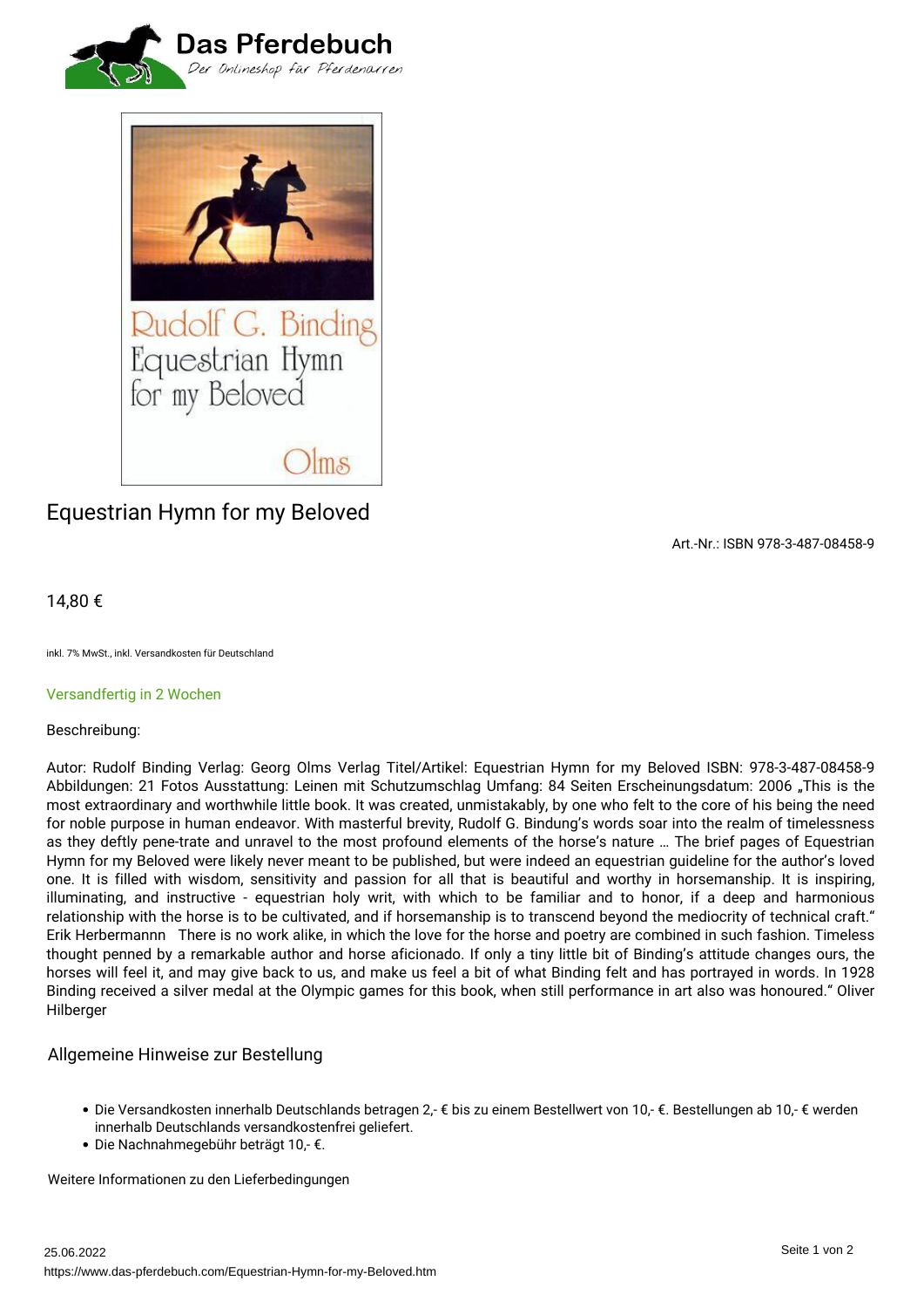# Equestrian Hymn for my Beloved

Art.-Nr.: ISBN 978-3-487-08458-9

14,80 €

inkl. 7% MwSt., inkl. Versandkosten für Deutschland

Versandfertig in 2 Wochen

Beschreibung:

Autor: Rudolf Binding Verlag: Georg Olms Verlag Titel/Artikel: Equestrian Hymn for my Beloved ISBN: 978-3-487-08458-9 Abbildungen: 21 Fotos Ausstattung: Leinen mit Schutzumschlag Umfang: 84 Seiten Erscheinungsdatum: 2006 „This is the most extraordinary and worthwhile little book. It was created, unmistakably, by one who felt to the core of his being the need for noble purpose in human endeavor. With masterful brevity, Rudolf G. Bindung's words soar into the realm of timelessness as they deftly pene-trate and unravel to the most profound elements of the horse's nature … The brief pages of Equestrian Hymn for my Beloved were likely never meant to be published, but were indeed an equestrian guideline for the author's loved one. It is filled with wisdom, sensitivity and passion for all that is beautiful and worthy in horsemanship. It is inspiring, illuminating, and instructive - equestrian holy writ, with which to be familiar and to honor, if a deep and harmonious relationship with the horse is to be cultivated, and if horsemanship is to transcend beyond the mediocrity of technical craft." Erik Herbermannn There is no work alike, in which the love for the horse and poetry are combined in such fashion. Timeless thought penned by a remarkable author and horse aficionado. If only a tiny little bit of Binding's attitude changes ours, the horses will feel it, and may give back to us, and make us feel a bit of what Binding felt and has portrayed in words. In 1928 Binding received a silver medal at the Olympic games for this book, when still performance in art also was honoured." Oliver Hilberger

## Allgemeine Hinweise zur Bestellung

- Die Versandkosten innerhalb Deutschlands betragen 2,- € bis zu einem Bestellwert von 10,- €. Bestellungen ab 10,- € werden innerhalb Deutschlands versandkostenfrei geliefert.
- Die Nachnahmegebühr beträgt 10,- €.

Weitere Informationen zu den Lieferbedingungen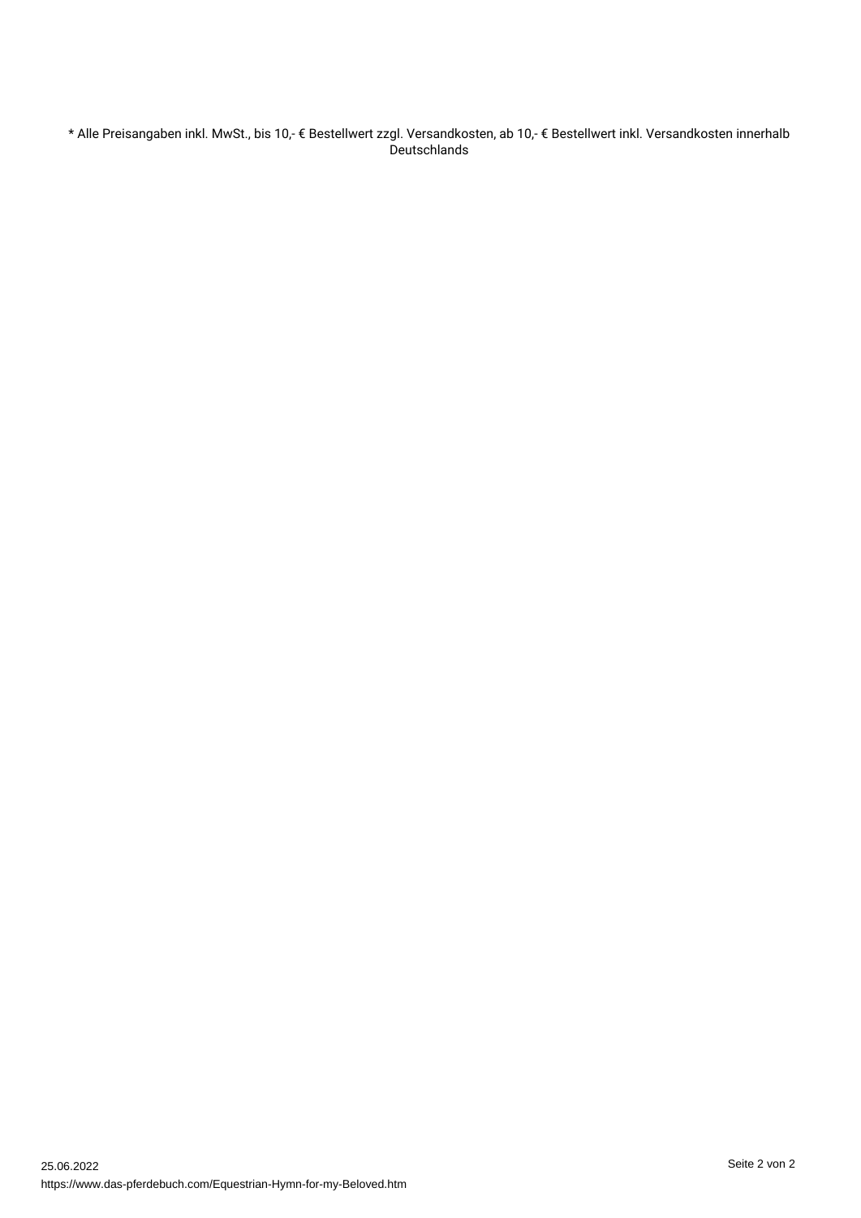* Alle Preisangaben inkl. MwSt., bis 10,- € Bestellwert zzgl. Versandkosten, ab 10,- € Bestellwert inkl. Versandkosten innerhalb Deutschlands